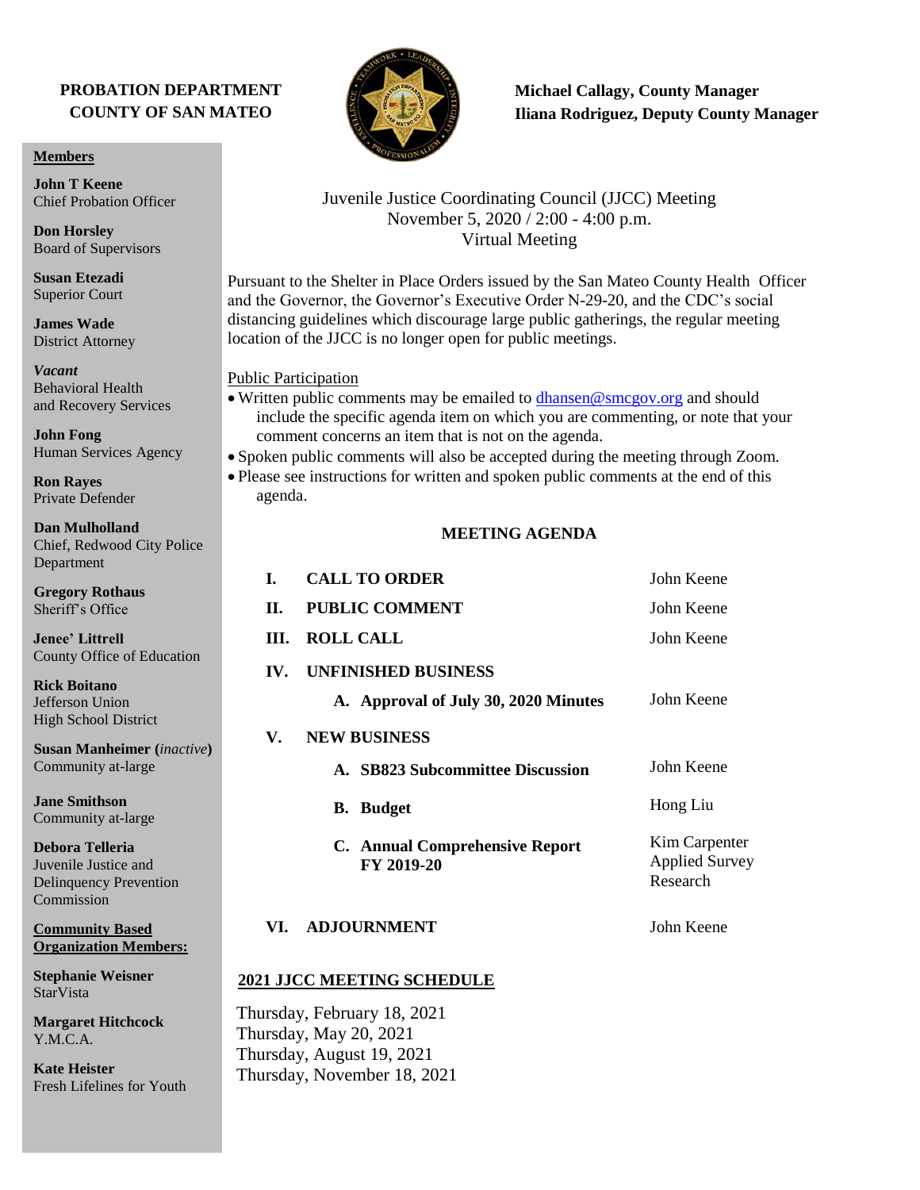**PROBATION DEPARTMENT**
**COUNTY OF SAN MATEO**

**Michael Callagy, County Manager**
**Iliana Rodriguez, Deputy County Manager**

Juvenile Justice Coordinating Council (JJCC) Meeting
November 5, 2020 / 2:00 - 4:00 p.m.
Virtual Meeting

Pursuant to the Shelter in Place Orders issued by the San Mateo County Health Officer and the Governor, the Governor's Executive Order N-29-20, and the CDC's social distancing guidelines which discourage large public gatherings, the regular meeting location of the JJCC is no longer open for public meetings.

Public Participation

- Written public comments may be emailed to dhansen@smcgov.org and should include the specific agenda item on which you are commenting, or note that your comment concerns an item that is not on the agenda.
- Spoken public comments will also be accepted during the meeting through Zoom.
- Please see instructions for written and spoken public comments at the end of this agenda.

## MEETING AGENDA

| | | |
|---|---|---|
| **I.** | **CALL TO ORDER** | John Keene |
| **II.** | **PUBLIC COMMENT** | John Keene |
| **III.** | **ROLL CALL** | John Keene |
| **IV.** | **UNFINISHED BUSINESS** | |
| | **A. Approval of July 30, 2020 Minutes** | John Keene |
| **V.** | **NEW BUSINESS** | |
| | **A. SB823 Subcommittee Discussion** | John Keene |
| | **B. Budget** | Hong Liu |
| | **C. Annual Comprehensive Report FY 2019-20** | Kim Carpenter Applied Survey Research |
| **VI.** | **ADJOURNMENT** | John Keene |

**2021 JJCC MEETING SCHEDULE**

Thursday, February 18, 2021
Thursday, May 20, 2021
Thursday, August 19, 2021
Thursday, November 18, 2021

**Members**

**John T Keene**
Chief Probation Officer

**Don Horsley**
Board of Supervisors

**Susan Etezadi**
Superior Court

**James Wade**
District Attorney

***Vacant***
Behavioral Health and Recovery Services

**John Fong**
Human Services Agency

**Ron Rayes**
Private Defender

**Dan Mulholland**
Chief, Redwood City Police Department

**Gregory Rothaus**
Sheriff's Office

**Jenee' Littrell**
County Office of Education

**Rick Boitano**
Jefferson Union High School District

**Susan Manheimer (*inactive*)**
Community at-large

**Jane Smithson**
Community at-large

**Debora Telleria**
Juvenile Justice and Delinquency Prevention Commission

**Community Based Organization Members:**

**Stephanie Weisner**
StarVista

**Margaret Hitchcock**
Y.M.C.A.

**Kate Heister**
Fresh Lifelines for Youth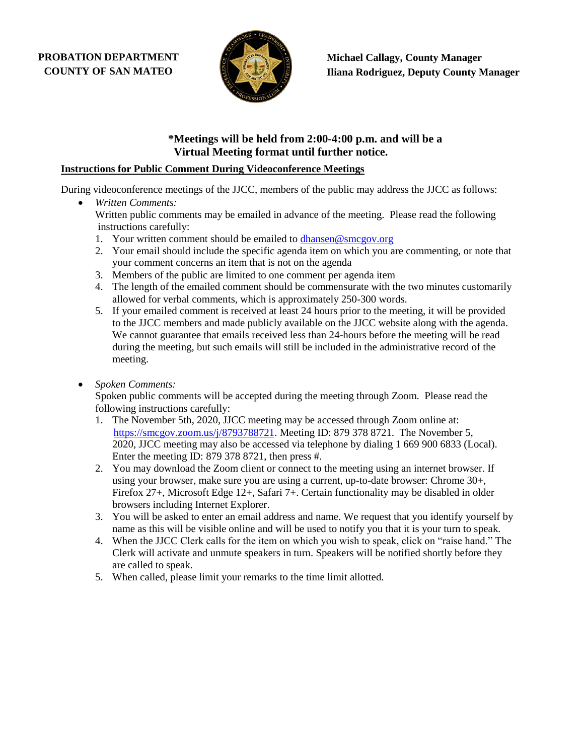**PROBATION DEPARTMENT**
**COUNTY OF SAN MATEO**

**Michael Callagy, County Manager**
**Iliana Rodriguez, Deputy County Manager**

**\*Meetings will be held from 2:00-4:00 p.m. and will be a Virtual Meeting format until further notice.**

**<u>Instructions for Public Comment During Videoconference Meetings</u>**

During videoconference meetings of the JJCC, members of the public may address the JJCC as follows:

- *Written Comments:*
  Written public comments may be emailed in advance of the meeting. Please read the following instructions carefully:
  1. Your written comment should be emailed to [dhansen@smcgov.org](mailto:dhansen@smcgov.org)
  2. Your email should include the specific agenda item on which you are commenting, or note that your comment concerns an item that is not on the agenda
  3. Members of the public are limited to one comment per agenda item
  4. The length of the emailed comment should be commensurate with the two minutes customarily allowed for verbal comments, which is approximately 250-300 words.
  5. If your emailed comment is received at least 24 hours prior to the meeting, it will be provided to the JJCC members and made publicly available on the JJCC website along with the agenda. We cannot guarantee that emails received less than 24-hours before the meeting will be read during the meeting, but such emails will still be included in the administrative record of the meeting.

- *Spoken Comments:*
  Spoken public comments will be accepted during the meeting through Zoom. Please read the following instructions carefully:
  1. The November 5th, 2020, JJCC meeting may be accessed through Zoom online at: [https://smcgov.zoom.us/j/8793788721](https://smcgov.zoom.us/j/8793788721). Meeting ID: 879 378 8721. The November 5, 2020, JJCC meeting may also be accessed via telephone by dialing 1 669 900 6833 (Local). Enter the meeting ID: 879 378 8721, then press #.
  2. You may download the Zoom client or connect to the meeting using an internet browser. If using your browser, make sure you are using a current, up-to-date browser: Chrome 30+, Firefox 27+, Microsoft Edge 12+, Safari 7+. Certain functionality may be disabled in older browsers including Internet Explorer.
  3. You will be asked to enter an email address and name. We request that you identify yourself by name as this will be visible online and will be used to notify you that it is your turn to speak.
  4. When the JJCC Clerk calls for the item on which you wish to speak, click on "raise hand." The Clerk will activate and unmute speakers in turn. Speakers will be notified shortly before they are called to speak.
  5. When called, please limit your remarks to the time limit allotted.